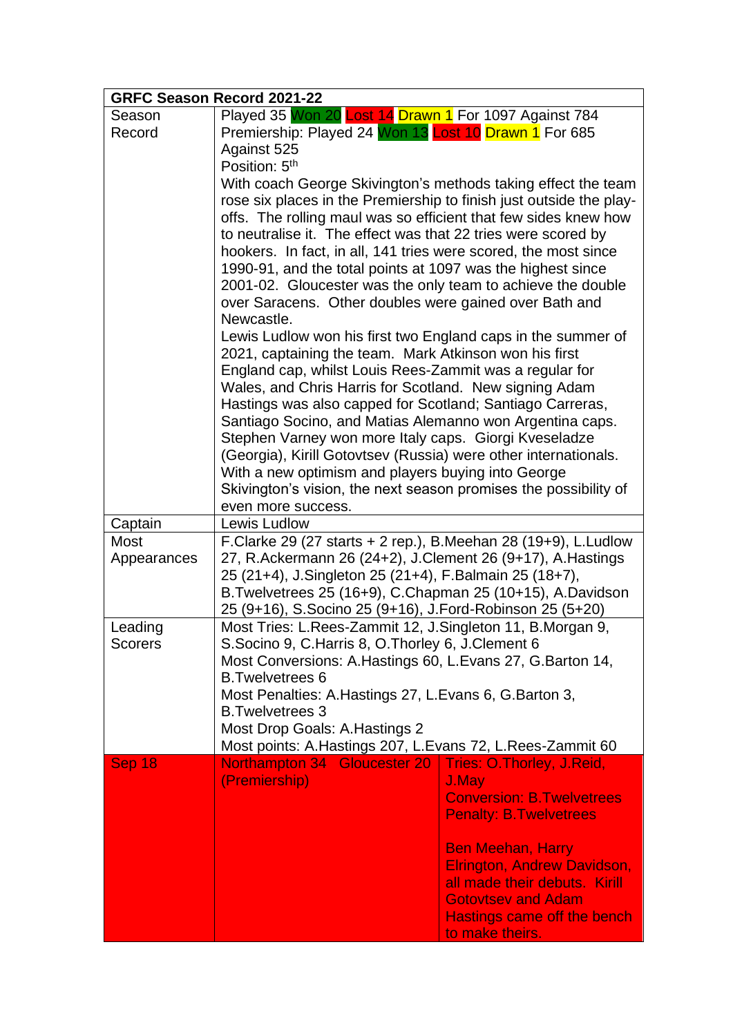| GRFC Season Record 2021-22 | | |
|---|---|---|
| Season Record | Played 35 Won 20 Lost 14 Drawn 1 For 1097 Against 784<br>Premiership: Played 24 Won 13 Lost 10 Drawn 1 For 685 Against 525<br>Position: 5th<br>With coach George Skivington's methods taking effect the team rose six places in the Premiership to finish just outside the play-offs. The rolling maul was so efficient that few sides knew how to neutralise it. The effect was that 22 tries were scored by hookers. In fact, in all, 141 tries were scored, the most since 1990-91, and the total points at 1097 was the highest since 2001-02. Gloucester was the only team to achieve the double over Saracens. Other doubles were gained over Bath and Newcastle.<br>Lewis Ludlow won his first two England caps in the summer of 2021, captaining the team. Mark Atkinson won his first England cap, whilst Louis Rees-Zammit was a regular for Wales, and Chris Harris for Scotland. New signing Adam Hastings was also capped for Scotland; Santiago Carreras, Santiago Socino, and Matias Alemanno won Argentina caps. Stephen Varney won more Italy caps. Giorgi Kveseladze (Georgia), Kirill Gotovtsev (Russia) were other internationals.<br>With a new optimism and players buying into George Skivington's vision, the next season promises the possibility of even more success. | |
| Captain | Lewis Ludlow | |
| Most Appearances | F.Clarke 29 (27 starts + 2 rep.), B.Meehan 28 (19+9), L.Ludlow 27, R.Ackermann 26 (24+2), J.Clement 26 (9+17), A.Hastings 25 (21+4), J.Singleton 25 (21+4), F.Balmain 25 (18+7), B.Twelvetrees 25 (16+9), C.Chapman 25 (10+15), A.Davidson 25 (9+16), S.Socino 25 (9+16), J.Ford-Robinson 25 (5+20) | |
| Leading Scorers | Most Tries: L.Rees-Zammit 12, J.Singleton 11, B.Morgan 9, S.Socino 9, C.Harris 8, O.Thorley 6, J.Clement 6<br>Most Conversions: A.Hastings 60, L.Evans 27, G.Barton 14, B.Twelvetrees 6<br>Most Penalties: A.Hastings 27, L.Evans 6, G.Barton 3, B.Twelvetrees 3<br>Most Drop Goals: A.Hastings 2<br>Most points: A.Hastings 207, L.Evans 72, L.Rees-Zammit 60 | |
| Sep 18 | Northampton 34 Gloucester 20 (Premiership) | Tries: O.Thorley, J.Reid, J.May<br>Conversion: B.Twelvetrees<br>Penalty: B.Twelvetrees<br><br>Ben Meehan, Harry Elrington, Andrew Davidson, all made their debuts. Kirill Gotovtsev and Adam Hastings came off the bench to make theirs. |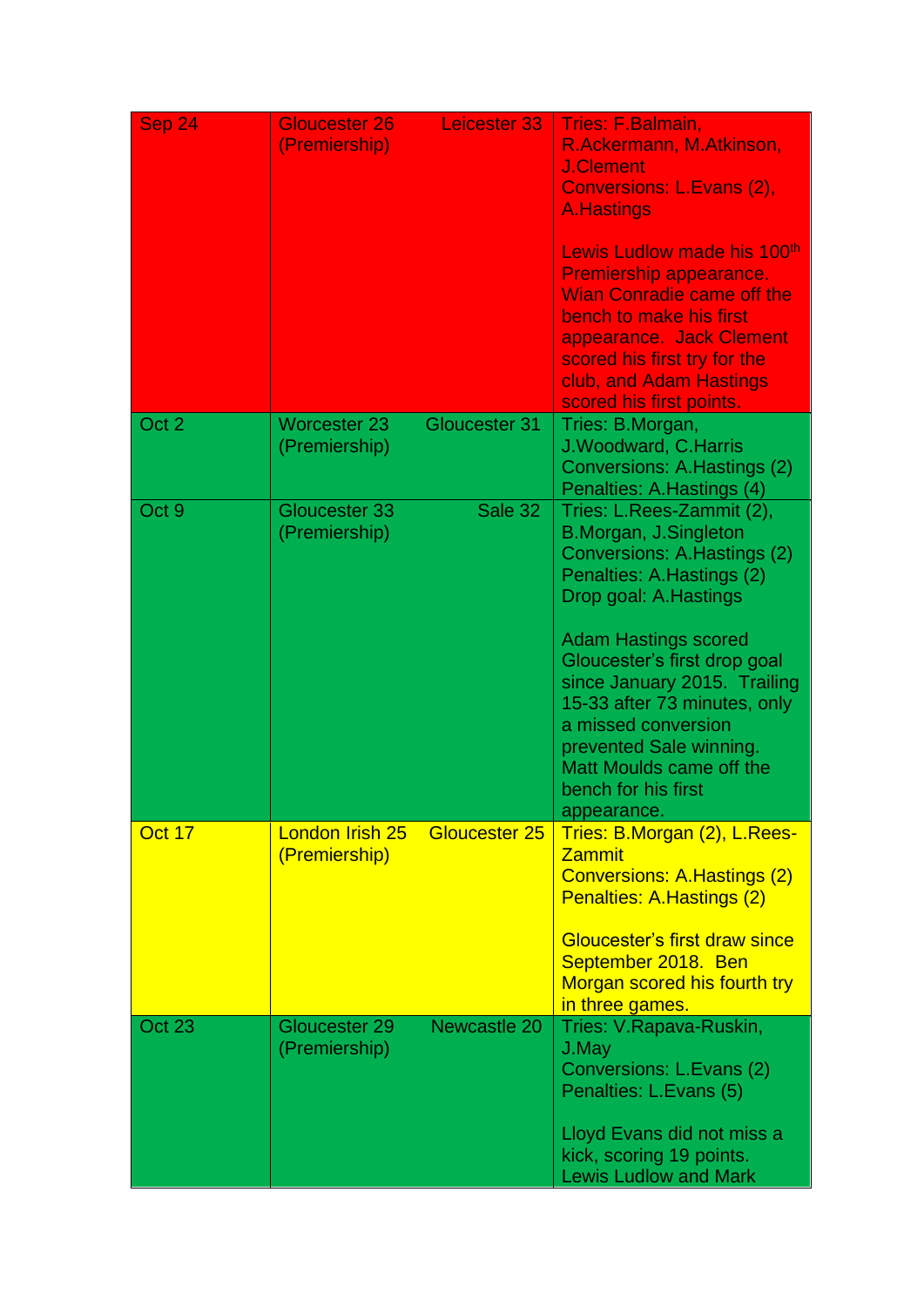| Sep 24 | Gloucester 26 (Premiership) | Leicester 33 | Tries: F.Balmain, R.Ackermann, M.Atkinson, J.Clement<br>Conversions: L.Evans (2), A.Hastings<br><br>Lewis Ludlow made his 100th Premiership appearance. Wian Conradie came off the bench to make his first appearance. Jack Clement scored his first try for the club, and Adam Hastings scored his first points. |
|---|---|---|---|
| Oct 2 | Worcester 23 (Premiership) | Gloucester 31 | Tries: B.Morgan, J.Woodward, C.Harris<br>Conversions: A.Hastings (2)<br>Penalties: A.Hastings (4) |
| Oct 9 | Gloucester 33 (Premiership) | Sale 32 | Tries: L.Rees-Zammit (2), B.Morgan, J.Singleton<br>Conversions: A.Hastings (2)<br>Penalties: A.Hastings (2)<br>Drop goal: A.Hastings<br><br>Adam Hastings scored Gloucester's first drop goal since January 2015. Trailing 15-33 after 73 minutes, only a missed conversion prevented Sale winning. Matt Moulds came off the bench for his first appearance. |
| Oct 17 | London Irish 25 (Premiership) | Gloucester 25 | Tries: B.Morgan (2), L.Rees-Zammit<br>Conversions: A.Hastings (2)<br>Penalties: A.Hastings (2)<br><br>Gloucester's first draw since September 2018. Ben Morgan scored his fourth try in three games. |
| Oct 23 | Gloucester 29 (Premiership) | Newcastle 20 | Tries: V.Rapava-Ruskin, J.May<br>Conversions: L.Evans (2)<br>Penalties: L.Evans (5)<br><br>Lloyd Evans did not miss a kick, scoring 19 points. Lewis Ludlow and Mark |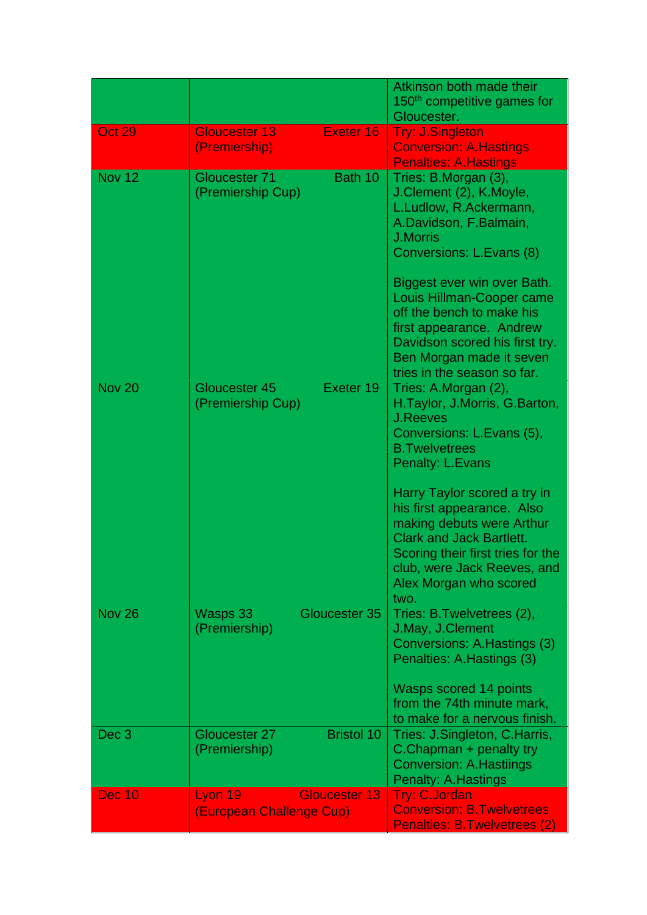| | | |
|---|---|---|
| | | Atkinson both made their 150th competitive games for Gloucester. |
| Oct 29 | Gloucester 13 Exeter 16 (Premiership) | Try: J.Singleton<br>Conversion: A.Hastings<br>Penalties: A.Hastings |
| Nov 12 | Gloucester 71 Bath 10 (Premiership Cup) | Tries: B.Morgan (3), J.Clement (2), K.Moyle, L.Ludlow, R.Ackermann, A.Davidson, F.Balmain, J.Morris<br>Conversions: L.Evans (8)<br><br>Biggest ever win over Bath. Louis Hillman-Cooper came off the bench to make his first appearance. Andrew Davidson scored his first try. Ben Morgan made it seven tries in the season so far. |
| Nov 20 | Gloucester 45 Exeter 19 (Premiership Cup) | Tries: A.Morgan (2), H.Taylor, J.Morris, G.Barton, J.Reeves<br>Conversions: L.Evans (5), B.Twelvetrees<br>Penalty: L.Evans<br><br>Harry Taylor scored a try in his first appearance. Also making debuts were Arthur Clark and Jack Bartlett. Scoring their first tries for the club, were Jack Reeves, and Alex Morgan who scored two. |
| Nov 26 | Wasps 33 Gloucester 35 (Premiership) | Tries: B.Twelvetrees (2), J.May, J.Clement<br>Conversions: A.Hastings (3)<br>Penalties: A.Hastings (3)<br><br>Wasps scored 14 points from the 74th minute mark, to make for a nervous finish. |
| Dec 3 | Gloucester 27 Bristol 10 (Premiership) | Tries: J.Singleton, C.Harris, C.Chapman + penalty try<br>Conversion: A.Hastiings<br>Penalty: A.Hastings |
| Dec 10 | Lyon 19 Gloucester 13 (European Challenge Cup) | Try: C.Jordan<br>Conversion: B.Twelvetrees<br>Penalties: B.Twelvetrees (2) |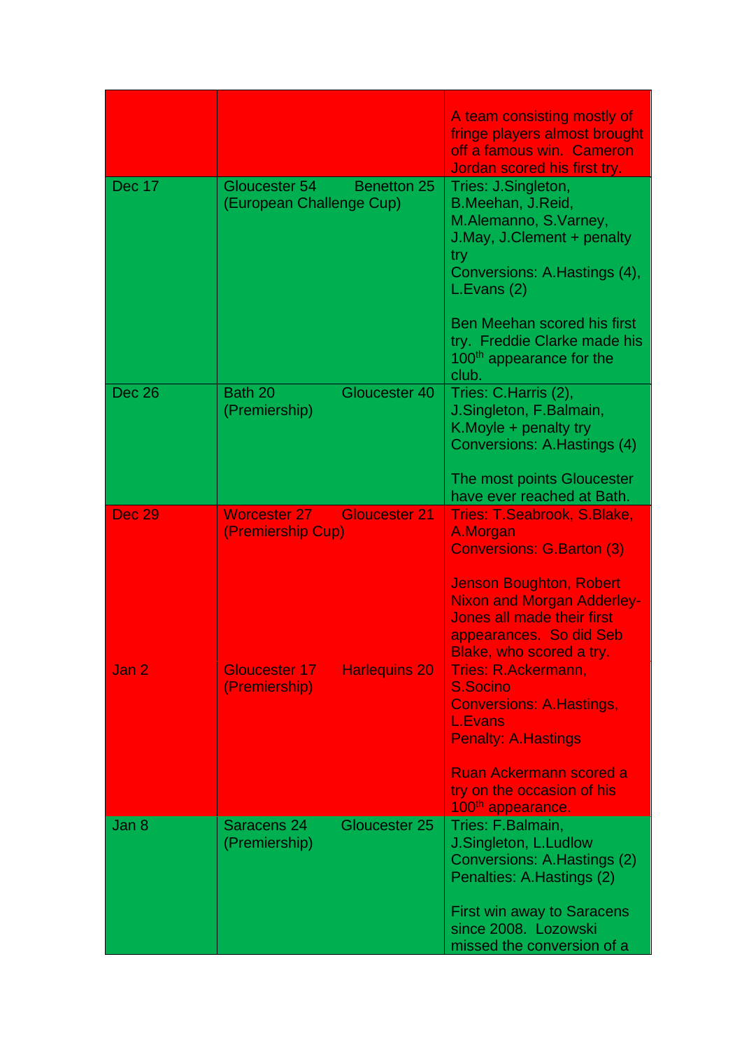| | | |
|---|---|---|
| | | A team consisting mostly of fringe players almost brought off a famous win. Cameron Jordan scored his first try. |
| Dec 17 | Gloucester 54 Benetton 25 (European Challenge Cup) | Tries: J.Singleton, B.Meehan, J.Reid, M.Alemanno, S.Varney, J.May, J.Clement + penalty try<br>Conversions: A.Hastings (4), L.Evans (2)<br><br>Ben Meehan scored his first try. Freddie Clarke made his 100th appearance for the club. |
| Dec 26 | Bath 20 Gloucester 40 (Premiership) | Tries: C.Harris (2), J.Singleton, F.Balmain, K.Moyle + penalty try<br>Conversions: A.Hastings (4)<br><br>The most points Gloucester have ever reached at Bath. |
| Dec 29 | Worcester 27 Gloucester 21 (Premiership Cup) | Tries: T.Seabrook, S.Blake, A.Morgan<br>Conversions: G.Barton (3)<br><br>Jenson Boughton, Robert Nixon and Morgan Adderley-Jones all made their first appearances. So did Seb Blake, who scored a try. |
| Jan 2 | Gloucester 17 Harlequins 20 (Premiership) | Tries: R.Ackermann, S.Socino<br>Conversions: A.Hastings, L.Evans<br>Penalty: A.Hastings<br><br>Ruan Ackermann scored a try on the occasion of his 100th appearance. |
| Jan 8 | Saracens 24 Gloucester 25 (Premiership) | Tries: F.Balmain, J.Singleton, L.Ludlow<br>Conversions: A.Hastings (2)<br>Penalties: A.Hastings (2)<br><br>First win away to Saracens since 2008. Lozowski missed the conversion of a |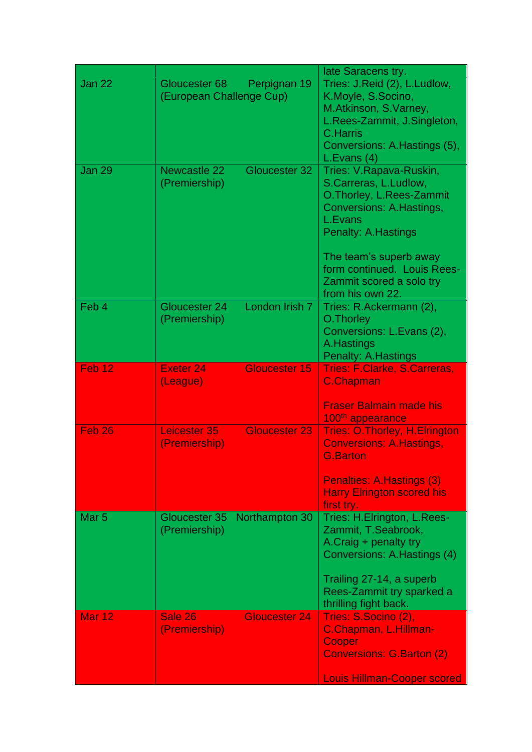| | | late Saracens try. |
|---|---|---|
| Jan 22 | Gloucester 68 Perpignan 19 (European Challenge Cup) | Tries: J.Reid (2), L.Ludlow, K.Moyle, S.Socino, M.Atkinson, S.Varney, L.Rees-Zammit, J.Singleton, C.Harris<br>Conversions: A.Hastings (5), L.Evans (4) |
| Jan 29 | Newcastle 22 Gloucester 32 (Premiership) | Tries: V.Rapava-Ruskin, S.Carreras, L.Ludlow, O.Thorley, L.Rees-Zammit<br>Conversions: A.Hastings, L.Evans<br>Penalty: A.Hastings<br><br>The team's superb away form continued. Louis Rees-Zammit scored a solo try from his own 22. |
| Feb 4 | Gloucester 24 London Irish 7 (Premiership) | Tries: R.Ackermann (2), O.Thorley<br>Conversions: L.Evans (2), A.Hastings<br>Penalty: A.Hastings |
| Feb 12 | Exeter 24 Gloucester 15 (League) | Tries: F.Clarke, S.Carreras, C.Chapman<br><br>Fraser Balmain made his 100th appearance |
| Feb 26 | Leicester 35 Gloucester 23 (Premiership) | Tries: O.Thorley, H.Elrington<br>Conversions: A.Hastings, G.Barton<br><br>Penalties: A.Hastings (3)<br>Harry Elrington scored his first try. |
| Mar 5 | Gloucester 35 Northampton 30 (Premiership) | Tries: H.Elrington, L.Rees-Zammit, T.Seabrook, A.Craig + penalty try<br>Conversions: A.Hastings (4)<br><br>Trailing 27-14, a superb Rees-Zammit try sparked a thrilling fight back. |
| Mar 12 | Sale 26 Gloucester 24 (Premiership) | Tries: S.Socino (2), C.Chapman, L.Hillman-Cooper<br>Conversions: G.Barton (2)<br><br>Louis Hillman-Cooper scored |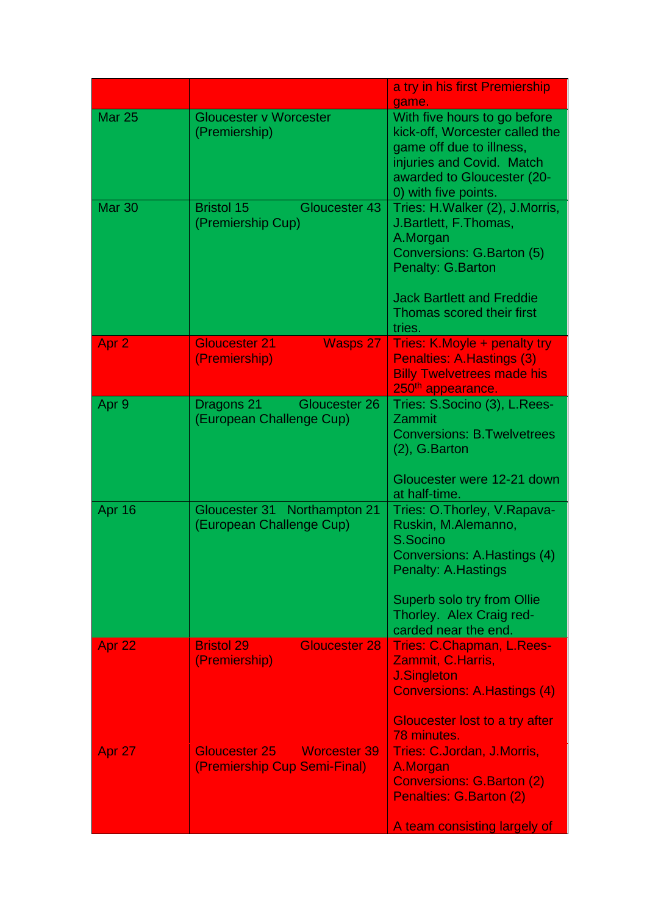| | | |
|---|---|---|
| | | a try in his first Premiership game. |
| Mar 25 | Gloucester v Worcester (Premiership) | With five hours to go before kick-off, Worcester called the game off due to illness, injuries and Covid. Match awarded to Gloucester (20-0) with five points. |
| Mar 30 | Bristol 15 Gloucester 43 (Premiership Cup) | Tries: H.Walker (2), J.Morris, J.Bartlett, F.Thomas, A.Morgan<br>Conversions: G.Barton (5)<br>Penalty: G.Barton<br><br>Jack Bartlett and Freddie Thomas scored their first tries. |
| Apr 2 | Gloucester 21 Wasps 27 (Premiership) | Tries: K.Moyle + penalty try<br>Penalties: A.Hastings (3)<br>Billy Twelvetrees made his 250th appearance. |
| Apr 9 | Dragons 21 Gloucester 26 (European Challenge Cup) | Tries: S.Socino (3), L.Rees-Zammit<br>Conversions: B.Twelvetrees (2), G.Barton<br><br>Gloucester were 12-21 down at half-time. |
| Apr 16 | Gloucester 31 Northampton 21 (European Challenge Cup) | Tries: O.Thorley, V.Rapava-Ruskin, M.Alemanno, S.Socino<br>Conversions: A.Hastings (4)<br>Penalty: A.Hastings<br><br>Superb solo try from Ollie Thorley. Alex Craig red-carded near the end. |
| Apr 22 | Bristol 29 Gloucester 28 (Premiership) | Tries: C.Chapman, L.Rees-Zammit, C.Harris, J.Singleton<br>Conversions: A.Hastings (4)<br><br>Gloucester lost to a try after 78 minutes. |
| Apr 27 | Gloucester 25 Worcester 39 (Premiership Cup Semi-Final) | Tries: C.Jordan, J.Morris, A.Morgan<br>Conversions: G.Barton (2)<br>Penalties: G.Barton (2)<br><br>A team consisting largely of |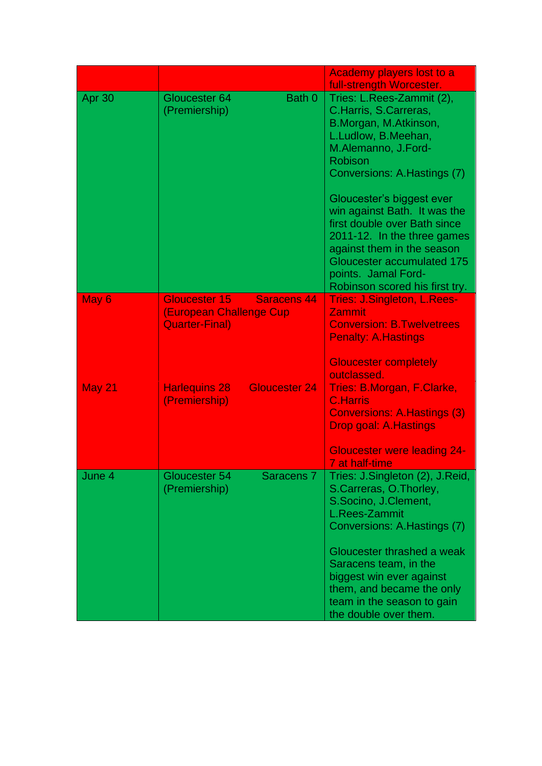| | | |
|---|---|---|
| | | Academy players lost to a full-strength Worcester. |
| Apr 30 | Gloucester 64 Bath 0 (Premiership) | Tries: L.Rees-Zammit (2), C.Harris, S.Carreras, B.Morgan, M.Atkinson, L.Ludlow, B.Meehan, M.Alemanno, J.Ford-Robison<br>Conversions: A.Hastings (7)<br><br>Gloucester's biggest ever win against Bath. It was the first double over Bath since 2011-12. In the three games against them in the season Gloucester accumulated 175 points. Jamal Ford-Robinson scored his first try. |
| May 6 | Gloucester 15 Saracens 44 (European Challenge Cup Quarter-Final) | Tries: J.Singleton, L.Rees-Zammit<br>Conversion: B.Twelvetrees<br>Penalty: A.Hastings<br><br>Gloucester completely outclassed. |
| May 21 | Harlequins 28 Gloucester 24 (Premiership) | Tries: B.Morgan, F.Clarke, C.Harris<br>Conversions: A.Hastings (3)<br>Drop goal: A.Hastings<br><br>Gloucester were leading 24-7 at half-time |
| June 4 | Gloucester 54 Saracens 7 (Premiership) | Tries: J.Singleton (2), J.Reid, S.Carreras, O.Thorley, S.Socino, J.Clement, L.Rees-Zammit<br>Conversions: A.Hastings (7)<br><br>Gloucester thrashed a weak Saracens team, in the biggest win ever against them, and became the only team in the season to gain the double over them. |